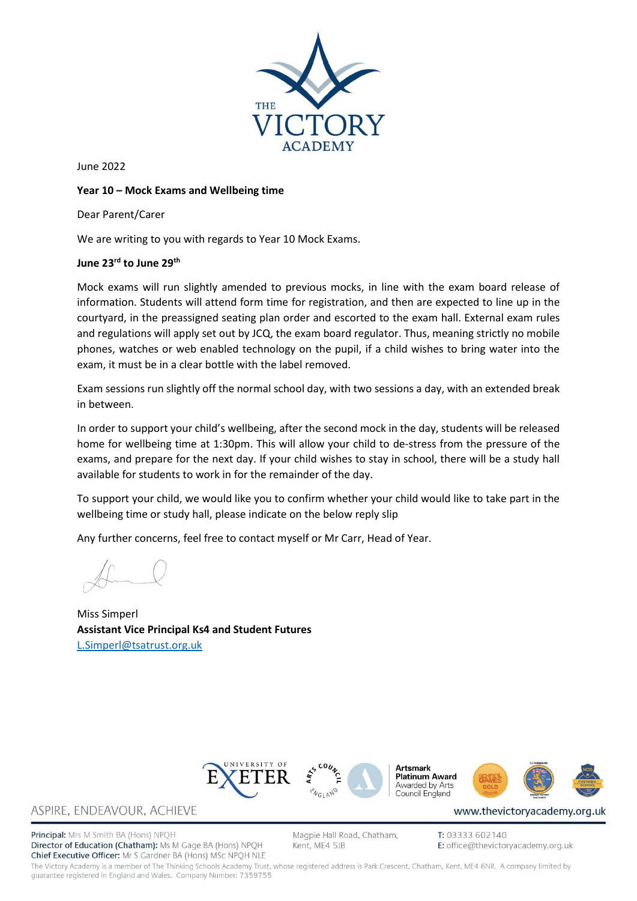June 2022

**Year 10 – Mock Exams and Wellbeing time**

Dear Parent/Carer

We are writing to you with regards to Year 10 Mock Exams.

**June 23rd to June 29th**

Mock exams will run slightly amended to previous mocks, in line with the exam board release of information. Students will attend form time for registration, and then are expected to line up in the courtyard, in the preassigned seating plan order and escorted to the exam hall. External exam rules and regulations will apply set out by JCQ, the exam board regulator. Thus, meaning strictly no mobile phones, watches or web enabled technology on the pupil, if a child wishes to bring water into the exam, it must be in a clear bottle with the label removed.

Exam sessions run slightly off the normal school day, with two sessions a day, with an extended break in between.

In order to support your child's wellbeing, after the second mock in the day, students will be released home for wellbeing time at 1:30pm. This will allow your child to de-stress from the pressure of the exams, and prepare for the next day. If your child wishes to stay in school, there will be a study hall available for students to work in for the remainder of the day.

To support your child, we would like you to confirm whether your child would like to take part in the wellbeing time or study hall, please indicate on the below reply slip

Any further concerns, feel free to contact myself or Mr Carr, Head of Year.

Miss Simperl
**Assistant Vice Principal Ks4 and Student Futures**
L.Simperl@tsatrust.org.uk

ASPIRE, ENDEAVOUR, ACHIEVE

www.thevictoryacademy.org.uk

**Principal:** Mrs M Smith BA (Hons) NPQH
**Director of Education (Chatham):** Ms M Gage BA (Hons) NPQH
**Chief Executive Officer:** Mr S Gardner BA (Hons) MSc NPQH NLE

Magpie Hall Road, Chatham, Kent, ME4 5JB

**T:** 03333 602140
**E:** office@thevictoryacademy.org.uk

The Victory Academy is a member of The Thinking Schools Academy Trust, whose registered address is Park Crescent, Chatham, Kent, ME4 6NR. A company limited by guarantee registered in England and Wales. Company Number: 7359755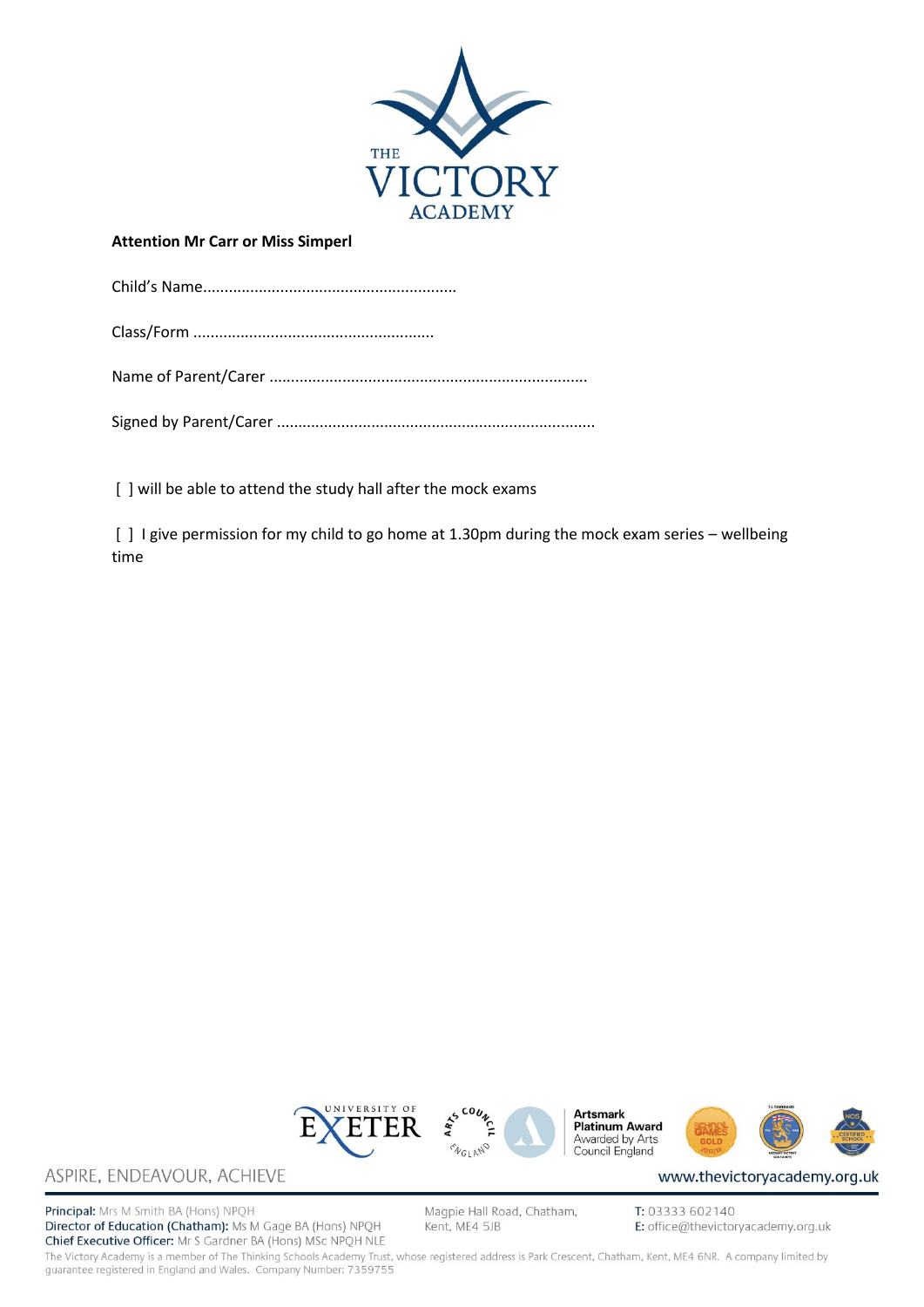**Attention Mr Carr or Miss Simperl**

Child's Name...........................................................

Class/Form ........................................................

Name of Parent/Carer .........................................................................

Signed by Parent/Carer .........................................................................

[ ] will be able to attend the study hall after the mock exams

[ ] I give permission for my child to go home at 1.30pm during the mock exam series – wellbeing time

ASPIRE, ENDEAVOUR, ACHIEVE

www.thevictoryacademy.org.uk

**Principal:** Mrs M Smith BA (Hons) NPQH
**Director of Education (Chatham):** Ms M Gage BA (Hons) NPQH
**Chief Executive Officer:** Mr S Gardner BA (Hons) MSc NPQH NLE

Magpie Hall Road, Chatham, Kent, ME4 5JB

**T:** 03333 602140
**E:** office@thevictoryacademy.org.uk

The Victory Academy is a member of The Thinking Schools Academy Trust, whose registered address is Park Crescent, Chatham, Kent, ME4 6NR. A company limited by guarantee registered in England and Wales. Company Number: 7359755